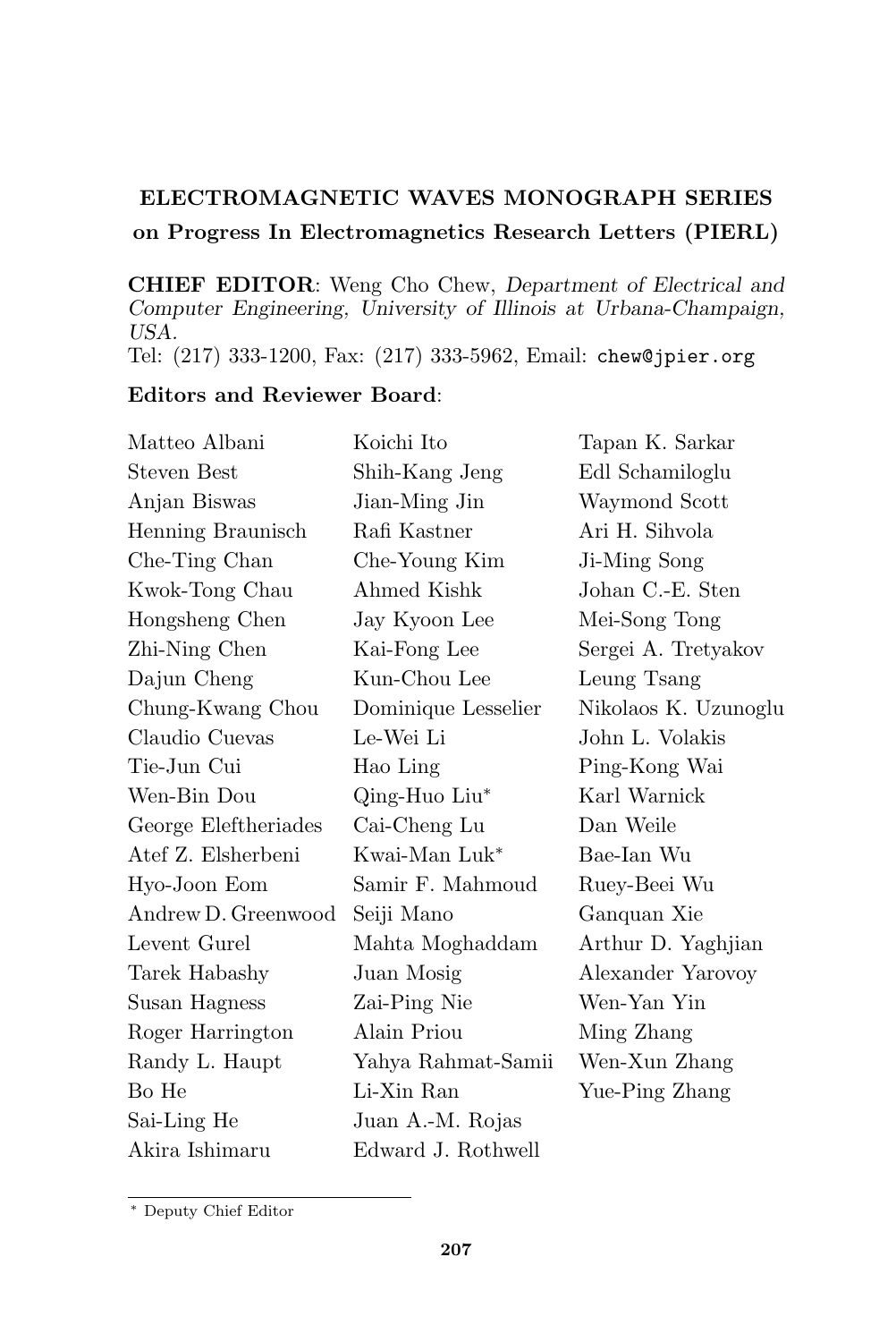**ELECTROMAGNETIC WAVES MONOGRAPH SERIES**
**on Progress In Electromagnetics Research Letters (PIERL)**

**CHIEF EDITOR**: Weng Cho Chew, *Department of Electrical and Computer Engineering, University of Illinois at Urbana-Champaign, USA.*
Tel: (217) 333-1200, Fax: (217) 333-5962, Email: chew@jpier.org

**Editors and Reviewer Board**:

Matteo Albani
Steven Best
Anjan Biswas
Henning Braunisch
Che-Ting Chan
Kwok-Tong Chau
Hongsheng Chen
Zhi-Ning Chen
Dajun Cheng
Chung-Kwang Chou
Claudio Cuevas
Tie-Jun Cui
Wen-Bin Dou
George Eleftheriades
Atef Z. Elsherbeni
Hyo-Joon Eom
Andrew D. Greenwood
Levent Gurel
Tarek Habashy
Susan Hagness
Roger Harrington
Randy L. Haupt
Bo He
Sai-Ling He
Akira Ishimaru
Koichi Ito
Shih-Kang Jeng
Jian-Ming Jin
Rafi Kastner
Che-Young Kim
Ahmed Kishk
Jay Kyoon Lee
Kai-Fong Lee
Kun-Chou Lee
Dominique Lesselier
Le-Wei Li
Hao Ling
Qing-Huo Liu*
Cai-Cheng Lu
Kwai-Man Luk*
Samir F. Mahmoud
Seiji Mano
Mahta Moghaddam
Juan Mosig
Zai-Ping Nie
Alain Priou
Yahya Rahmat-Samii
Li-Xin Ran
Juan A.-M. Rojas
Edward J. Rothwell
Tapan K. Sarkar
Edl Schamiloglu
Waymond Scott
Ari H. Sihvola
Ji-Ming Song
Johan C.-E. Sten
Mei-Song Tong
Sergei A. Tretyakov
Leung Tsang
Nikolaos K. Uzunoglu
John L. Volakis
Ping-Kong Wai
Karl Warnick
Dan Weile
Bae-Ian Wu
Ruey-Beei Wu
Ganquan Xie
Arthur D. Yaghjian
Alexander Yarovoy
Wen-Yan Yin
Ming Zhang
Wen-Xun Zhang
Yue-Ping Zhang

\* Deputy Chief Editor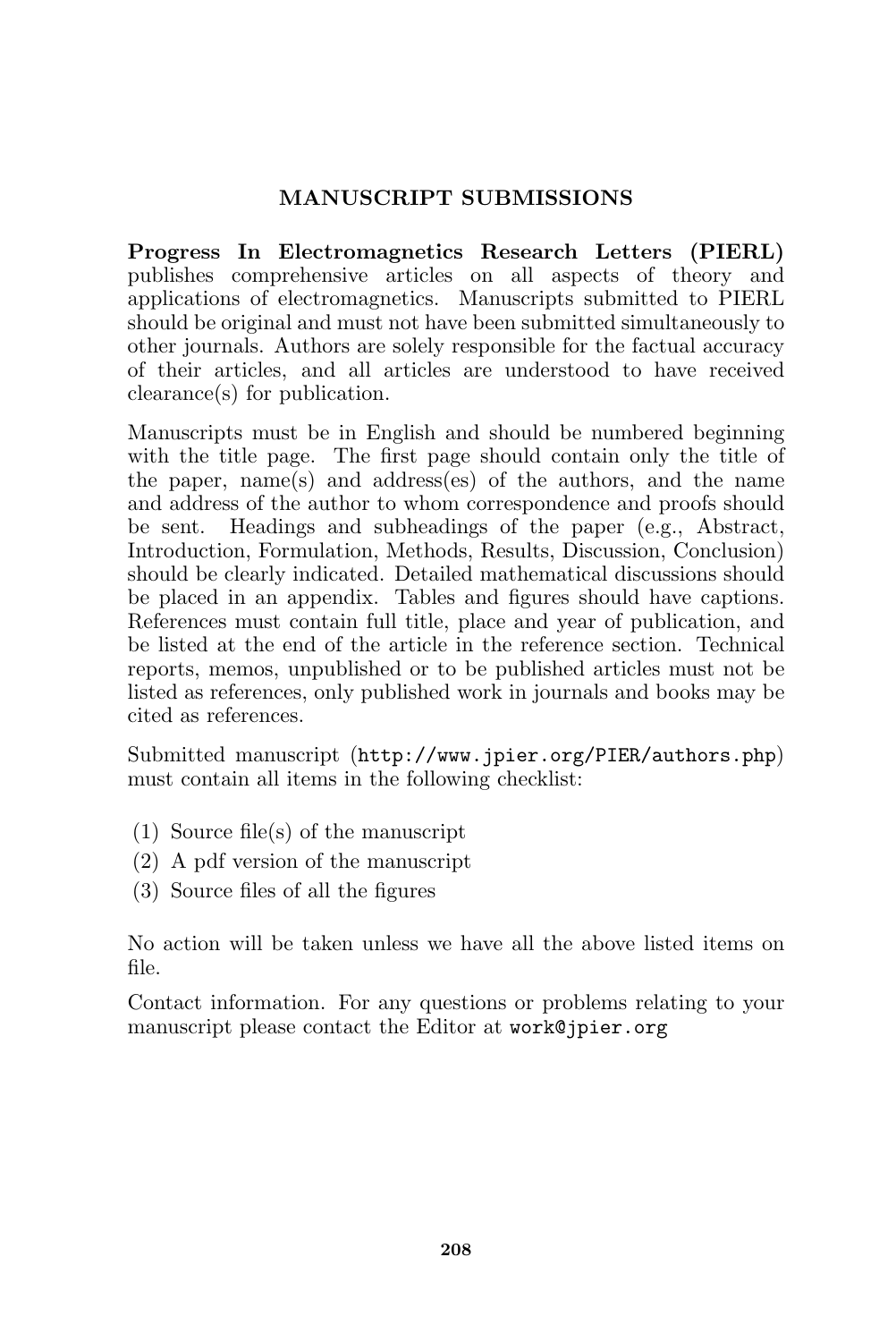## MANUSCRIPT SUBMISSIONS

**Progress In Electromagnetics Research Letters (PIERL)** publishes comprehensive articles on all aspects of theory and applications of electromagnetics. Manuscripts submitted to PIERL should be original and must not have been submitted simultaneously to other journals. Authors are solely responsible for the factual accuracy of their articles, and all articles are understood to have received clearance(s) for publication.

Manuscripts must be in English and should be numbered beginning with the title page. The first page should contain only the title of the paper, name(s) and address(es) of the authors, and the name and address of the author to whom correspondence and proofs should be sent. Headings and subheadings of the paper (e.g., Abstract, Introduction, Formulation, Methods, Results, Discussion, Conclusion) should be clearly indicated. Detailed mathematical discussions should be placed in an appendix. Tables and figures should have captions. References must contain full title, place and year of publication, and be listed at the end of the article in the reference section. Technical reports, memos, unpublished or to be published articles must not be listed as references, only published work in journals and books may be cited as references.

Submitted manuscript (`http://www.jpier.org/PIER/authors.php`) must contain all items in the following checklist:

(1) Source file(s) of the manuscript
(2) A pdf version of the manuscript
(3) Source files of all the figures

No action will be taken unless we have all the above listed items on file.

Contact information. For any questions or problems relating to your manuscript please contact the Editor at `work@jpier.org`